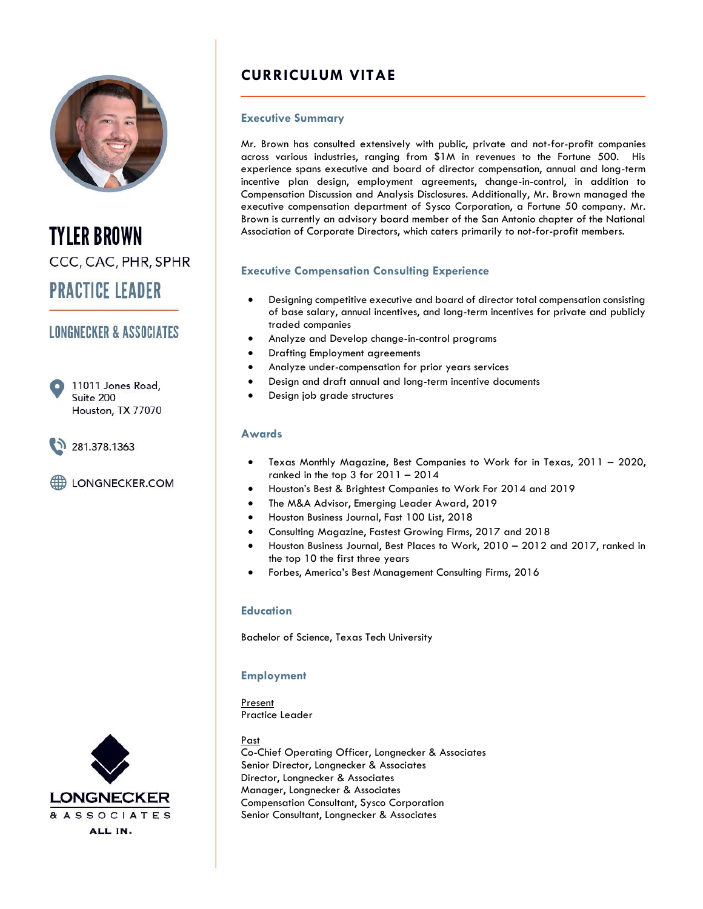# TYLER BROWN

CCC, CAC, PHR, SPHR

## PRACTICE LEADER

## LONGNECKER & ASSOCIATES

11011 Jones Road,
Suite 200
Houston, TX 77070

281.378.1363

LONGNECKER.COM

LONGNECKER & ASSOCIATES
ALL IN.

# CURRICULUM VITAE

### Executive Summary

Mr. Brown has consulted extensively with public, private and not-for-profit companies across various industries, ranging from $1M in revenues to the Fortune 500. His experience spans executive and board of director compensation, annual and long-term incentive plan design, employment agreements, change-in-control, in addition to Compensation Discussion and Analysis Disclosures. Additionally, Mr. Brown managed the executive compensation department of Sysco Corporation, a Fortune 50 company. Mr. Brown is currently an advisory board member of the San Antonio chapter of the National Association of Corporate Directors, which caters primarily to not-for-profit members.

### Executive Compensation Consulting Experience

- Designing competitive executive and board of director total compensation consisting of base salary, annual incentives, and long-term incentives for private and publicly traded companies
- Analyze and Develop change-in-control programs
- Drafting Employment agreements
- Analyze under-compensation for prior years services
- Design and draft annual and long-term incentive documents
- Design job grade structures

### Awards

- Texas Monthly Magazine, Best Companies to Work for in Texas, 2011 – 2020, ranked in the top 3 for 2011 – 2014
- Houston's Best & Brightest Companies to Work For 2014 and 2019
- The M&A Advisor, Emerging Leader Award, 2019
- Houston Business Journal, Fast 100 List, 2018
- Consulting Magazine, Fastest Growing Firms, 2017 and 2018
- Houston Business Journal, Best Places to Work, 2010 – 2012 and 2017, ranked in the top 10 the first three years
- Forbes, America's Best Management Consulting Firms, 2016

### Education

Bachelor of Science, Texas Tech University

### Employment

Present
Practice Leader

Past
Co-Chief Operating Officer, Longnecker & Associates
Senior Director, Longnecker & Associates
Director, Longnecker & Associates
Manager, Longnecker & Associates
Compensation Consultant, Sysco Corporation
Senior Consultant, Longnecker & Associates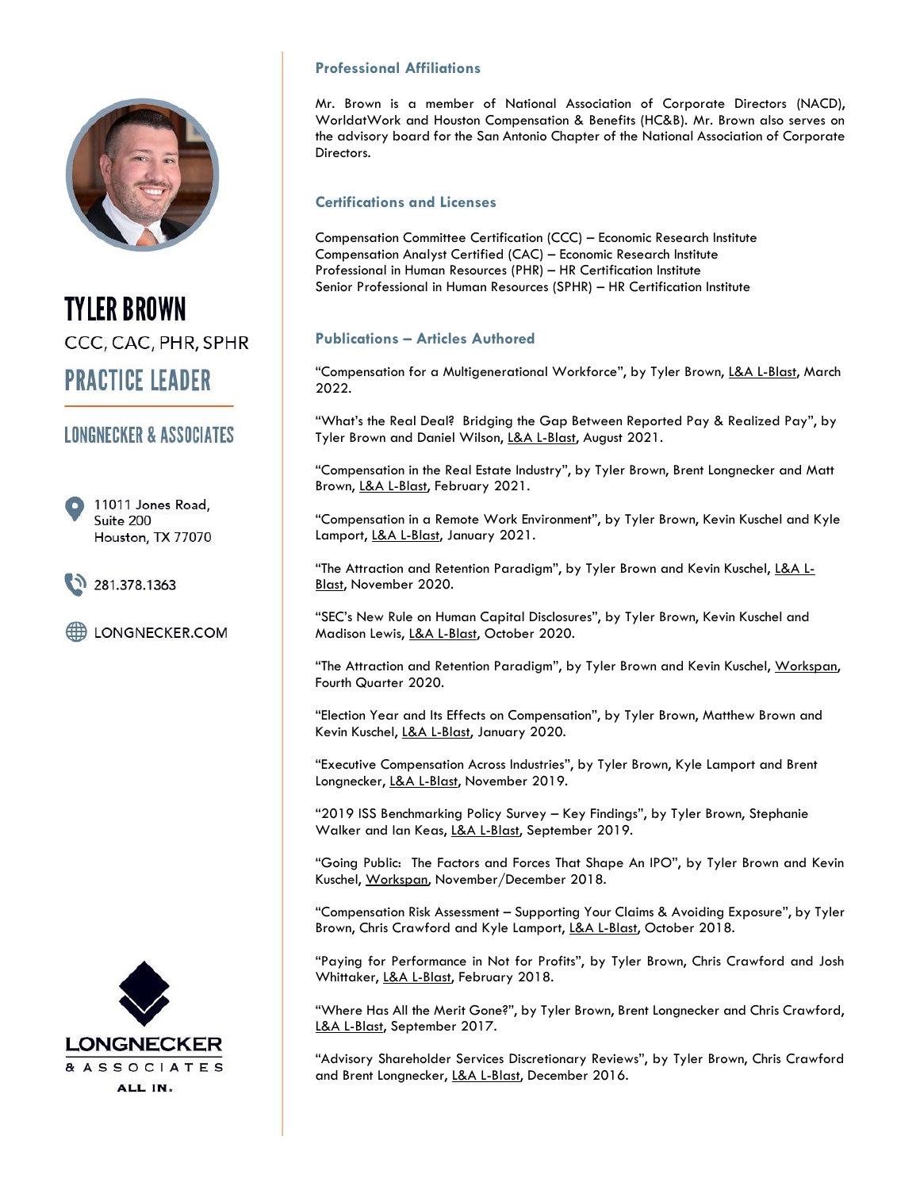# TYLER BROWN

CCC, CAC, PHR, SPHR

## PRACTICE LEADER

## LONGNECKER & ASSOCIATES

11011 Jones Road,
Suite 200
Houston, TX 77070

281.378.1363

LONGNECKER.COM

LONGNECKER & ASSOCIATES
ALL IN.

### Professional Affiliations

Mr. Brown is a member of National Association of Corporate Directors (NACD), WorldatWork and Houston Compensation & Benefits (HC&B). Mr. Brown also serves on the advisory board for the San Antonio Chapter of the National Association of Corporate Directors.

### Certifications and Licenses

Compensation Committee Certification (CCC) – Economic Research Institute
Compensation Analyst Certified (CAC) – Economic Research Institute
Professional in Human Resources (PHR) – HR Certification Institute
Senior Professional in Human Resources (SPHR) – HR Certification Institute

### Publications – Articles Authored

"Compensation for a Multigenerational Workforce", by Tyler Brown, L&A L-Blast, March 2022.

"What's the Real Deal? Bridging the Gap Between Reported Pay & Realized Pay", by Tyler Brown and Daniel Wilson, L&A L-Blast, August 2021.

"Compensation in the Real Estate Industry", by Tyler Brown, Brent Longnecker and Matt Brown, L&A L-Blast, February 2021.

"Compensation in a Remote Work Environment", by Tyler Brown, Kevin Kuschel and Kyle Lamport, L&A L-Blast, January 2021.

"The Attraction and Retention Paradigm", by Tyler Brown and Kevin Kuschel, L&A L-Blast, November 2020.

"SEC's New Rule on Human Capital Disclosures", by Tyler Brown, Kevin Kuschel and Madison Lewis, L&A L-Blast, October 2020.

"The Attraction and Retention Paradigm", by Tyler Brown and Kevin Kuschel, Workspan, Fourth Quarter 2020.

"Election Year and Its Effects on Compensation", by Tyler Brown, Matthew Brown and Kevin Kuschel, L&A L-Blast, January 2020.

"Executive Compensation Across Industries", by Tyler Brown, Kyle Lamport and Brent Longnecker, L&A L-Blast, November 2019.

"2019 ISS Benchmarking Policy Survey – Key Findings", by Tyler Brown, Stephanie Walker and Ian Keas, L&A L-Blast, September 2019.

"Going Public: The Factors and Forces That Shape An IPO", by Tyler Brown and Kevin Kuschel, Workspan, November/December 2018.

"Compensation Risk Assessment – Supporting Your Claims & Avoiding Exposure", by Tyler Brown, Chris Crawford and Kyle Lamport, L&A L-Blast, October 2018.

"Paying for Performance in Not for Profits", by Tyler Brown, Chris Crawford and Josh Whittaker, L&A L-Blast, February 2018.

"Where Has All the Merit Gone?", by Tyler Brown, Brent Longnecker and Chris Crawford, L&A L-Blast, September 2017.

"Advisory Shareholder Services Discretionary Reviews", by Tyler Brown, Chris Crawford and Brent Longnecker, L&A L-Blast, December 2016.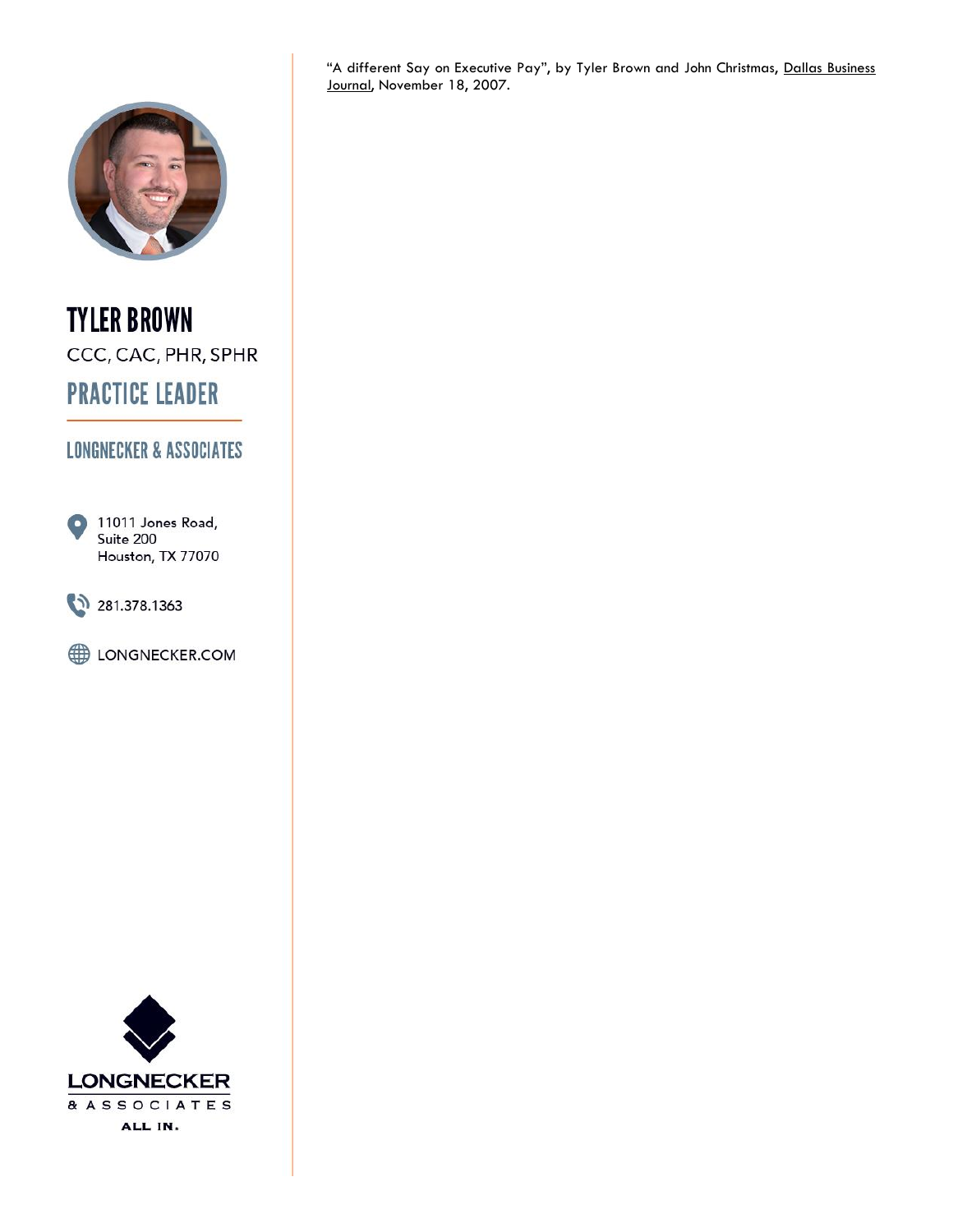# TYLER BROWN

CCC, CAC, PHR, SPHR

## PRACTICE LEADER

### LONGNECKER & ASSOCIATES

11011 Jones Road,
Suite 200
Houston, TX 77070

281.378.1363

LONGNECKER.COM

LONGNECKER
& ASSOCIATES
ALL IN.

"A different Say on Executive Pay", by Tyler Brown and John Christmas, Dallas Business Journal, November 18, 2007.